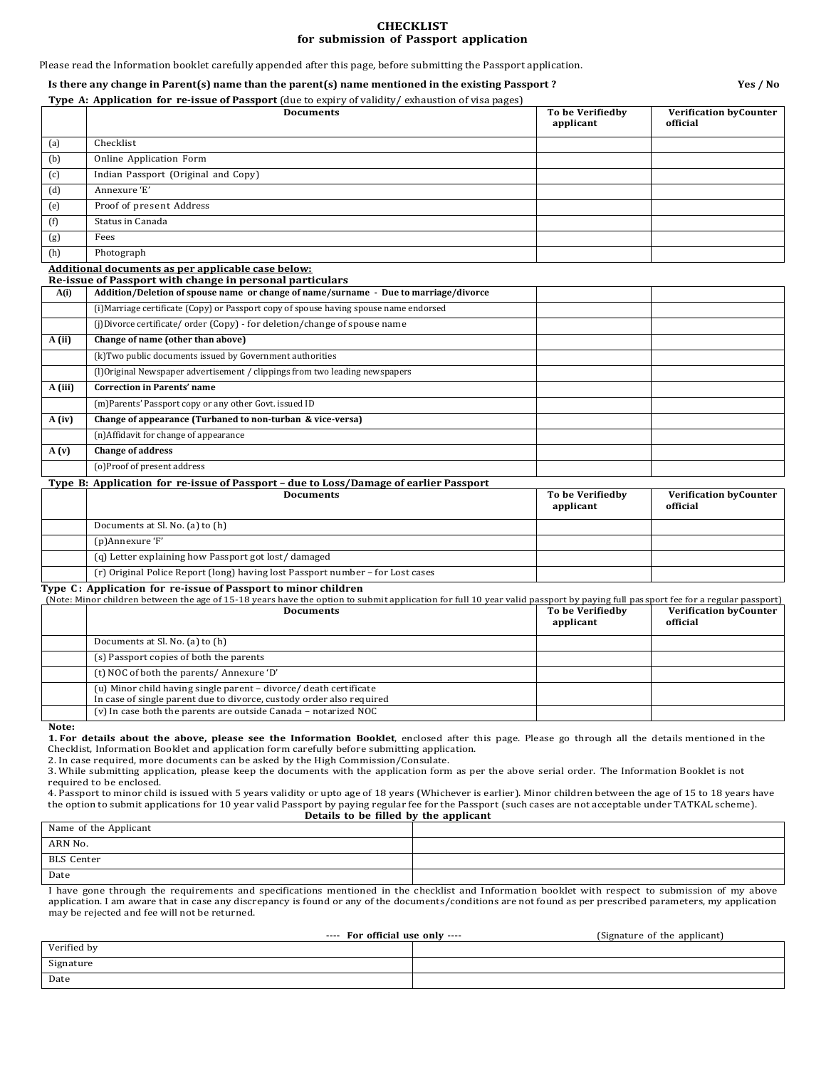# CHECKLIST
## for submission of Passport application

Please read the Information booklet carefully appended after this page, before submitting the Passport application.

**Is there any change in Parent(s) name than the parent(s) name mentioned in the existing Passport ?** **Yes / No**

**Type A: Application for re-issue of Passport** (due to expiry of validity/ exhaustion of visa pages)

| | Documents | To be Verifiedby applicant | Verification byCounter official |
|---|---|---|---|
| (a) | Checklist | | |
| (b) | Online Application Form | | |
| (c) | Indian Passport (Original and Copy) | | |
| (d) | Annexure 'E' | | |
| (e) | Proof of present Address | | |
| (f) | Status in Canada | | |
| (g) | Fees | | |
| (h) | Photograph | | |

**Additional documents as per applicable case below:**
**Re-issue of Passport with change in personal particulars**

| | | | |
|---|---|---|---|
| **A(i)** | **Addition/Deletion of spouse name or change of name/surname - Due to marriage/divorce** | | |
| | (i)Marriage certificate (Copy) or Passport copy of spouse having spouse name endorsed | | |
| | (j)Divorce certificate/ order (Copy) - for deletion/change of spouse name | | |
| **A (ii)** | **Change of name (other than above)** | | |
| | (k)Two public documents issued by Government authorities | | |
| | (l)Original Newspaper advertisement / clippings from two leading newspapers | | |
| **A (iii)** | **Correction in Parents' name** | | |
| | (m)Parents' Passport copy or any other Govt. issued ID | | |
| **A (iv)** | **Change of appearance (Turbaned to non-turban & vice-versa)** | | |
| | (n)Affidavit for change of appearance | | |
| **A (v)** | **Change of address** | | |
| | (o)Proof of present address | | |

**Type B: Application for re-issue of Passport – due to Loss/Damage of earlier Passport**

| | Documents | To be Verifiedby applicant | Verification byCounter official |
|---|---|---|---|
| | Documents at Sl. No. (a) to (h) | | |
| | (p)Annexure 'F' | | |
| | (q) Letter explaining how Passport got lost/ damaged | | |
| | (r) Original Police Report (long) having lost Passport number – for Lost cases | | |

**Type C: Application for re-issue of Passport to minor children**
(Note: Minor children between the age of 15-18 years have the option to submit application for full 10 year valid passport by paying full passport fee for a regular passport)

| | Documents | To be Verifiedby applicant | Verification byCounter official |
|---|---|---|---|
| | Documents at Sl. No. (a) to (h) | | |
| | (s) Passport copies of both the parents | | |
| | (t) NOC of both the parents/ Annexure 'D' | | |
| | (u) Minor child having single parent – divorce/ death certificate<br>In case of single parent due to divorce, custody order also required | | |
| | (v) In case both the parents are outside Canada – notarized NOC | | |

**Note:**

1. **For details about the above, please see the Information Booklet**, enclosed after this page. Please go through all the details mentioned in the Checklist, Information Booklet and application form carefully before submitting application.
2. In case required, more documents can be asked by the High Commission/Consulate.
3. While submitting application, please keep the documents with the application form as per the above serial order. The Information Booklet is not required to be enclosed.
4. Passport to minor child is issued with 5 years validity or upto age of 18 years (Whichever is earlier). Minor children between the age of 15 to 18 years have the option to submit applications for 10 year valid Passport by paying regular fee for the Passport (such cases are not acceptable under TATKAL scheme).

**Details to be filled by the applicant**

| | |
|---|---|
| Name of the Applicant | |
| ARN No. | |
| BLS Center | |
| Date | |

I have gone through the requirements and specifications mentioned in the checklist and Information booklet with respect to submission of my above application. I am aware that in case any discrepancy is found or any of the documents/conditions are not found as per prescribed parameters, my application may be rejected and fee will not be returned.

**---- For official use only ----** (Signature of the applicant)

| | |
|---|---|
| Verified by | |
| Signature | |
| Date | |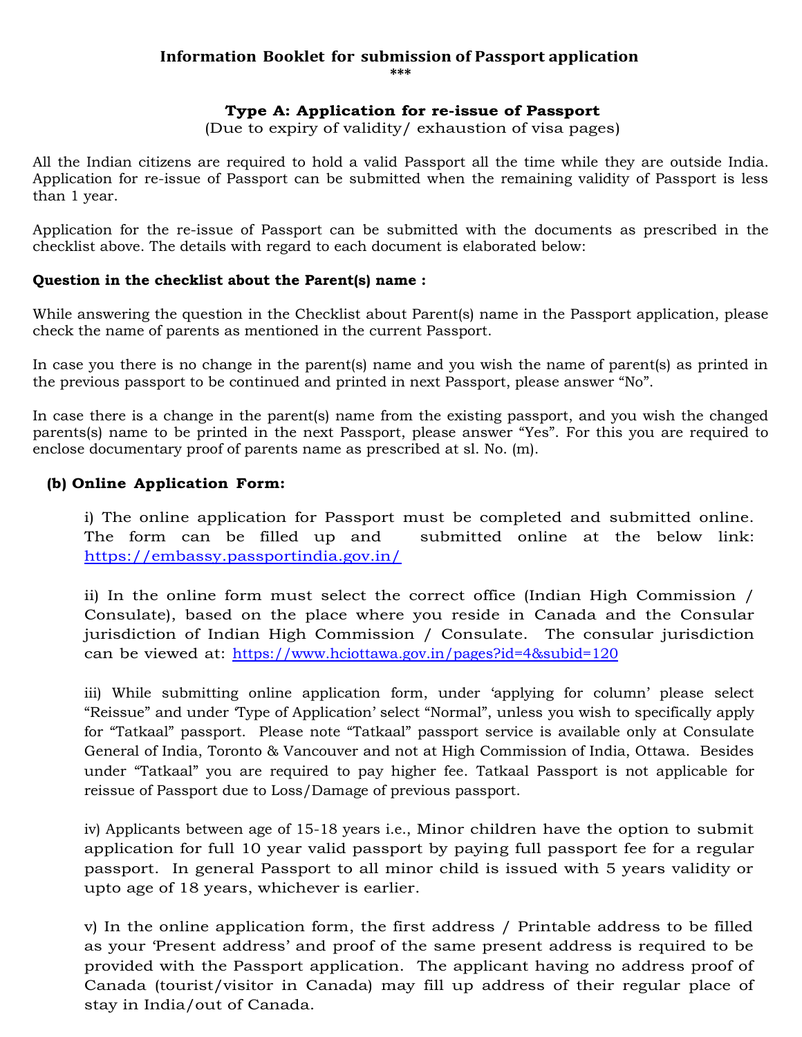# Information Booklet for submission of Passport application

***

## Type A: Application for re-issue of Passport

(Due to expiry of validity/ exhaustion of visa pages)

All the Indian citizens are required to hold a valid Passport all the time while they are outside India. Application for re-issue of Passport can be submitted when the remaining validity of Passport is less than 1 year.

Application for the re-issue of Passport can be submitted with the documents as prescribed in the checklist above. The details with regard to each document is elaborated below:

**Question in the checklist about the Parent(s) name :**

While answering the question in the Checklist about Parent(s) name in the Passport application, please check the name of parents as mentioned in the current Passport.

In case you there is no change in the parent(s) name and you wish the name of parent(s) as printed in the previous passport to be continued and printed in next Passport, please answer "No".

In case there is a change in the parent(s) name from the existing passport, and you wish the changed parents(s) name to be printed in the next Passport, please answer "Yes". For this you are required to enclose documentary proof of parents name as prescribed at sl. No. (m).

**(b) Online Application Form:**

i) The online application for Passport must be completed and submitted online. The form can be filled up and submitted online at the below link: https://embassy.passportindia.gov.in/

ii) In the online form must select the correct office (Indian High Commission / Consulate), based on the place where you reside in Canada and the Consular jurisdiction of Indian High Commission / Consulate. The consular jurisdiction can be viewed at: https://www.hciottawa.gov.in/pages?id=4&subid=120

iii) While submitting online application form, under 'applying for column' please select "Reissue" and under 'Type of Application' select "Normal", unless you wish to specifically apply for "Tatkaal" passport. Please note "Tatkaal" passport service is available only at Consulate General of India, Toronto & Vancouver and not at High Commission of India, Ottawa. Besides under "Tatkaal" you are required to pay higher fee. Tatkaal Passport is not applicable for reissue of Passport due to Loss/Damage of previous passport.

iv) Applicants between age of 15-18 years i.e., Minor children have the option to submit application for full 10 year valid passport by paying full passport fee for a regular passport. In general Passport to all minor child is issued with 5 years validity or upto age of 18 years, whichever is earlier.

v) In the online application form, the first address / Printable address to be filled as your 'Present address' and proof of the same present address is required to be provided with the Passport application. The applicant having no address proof of Canada (tourist/visitor in Canada) may fill up address of their regular place of stay in India/out of Canada.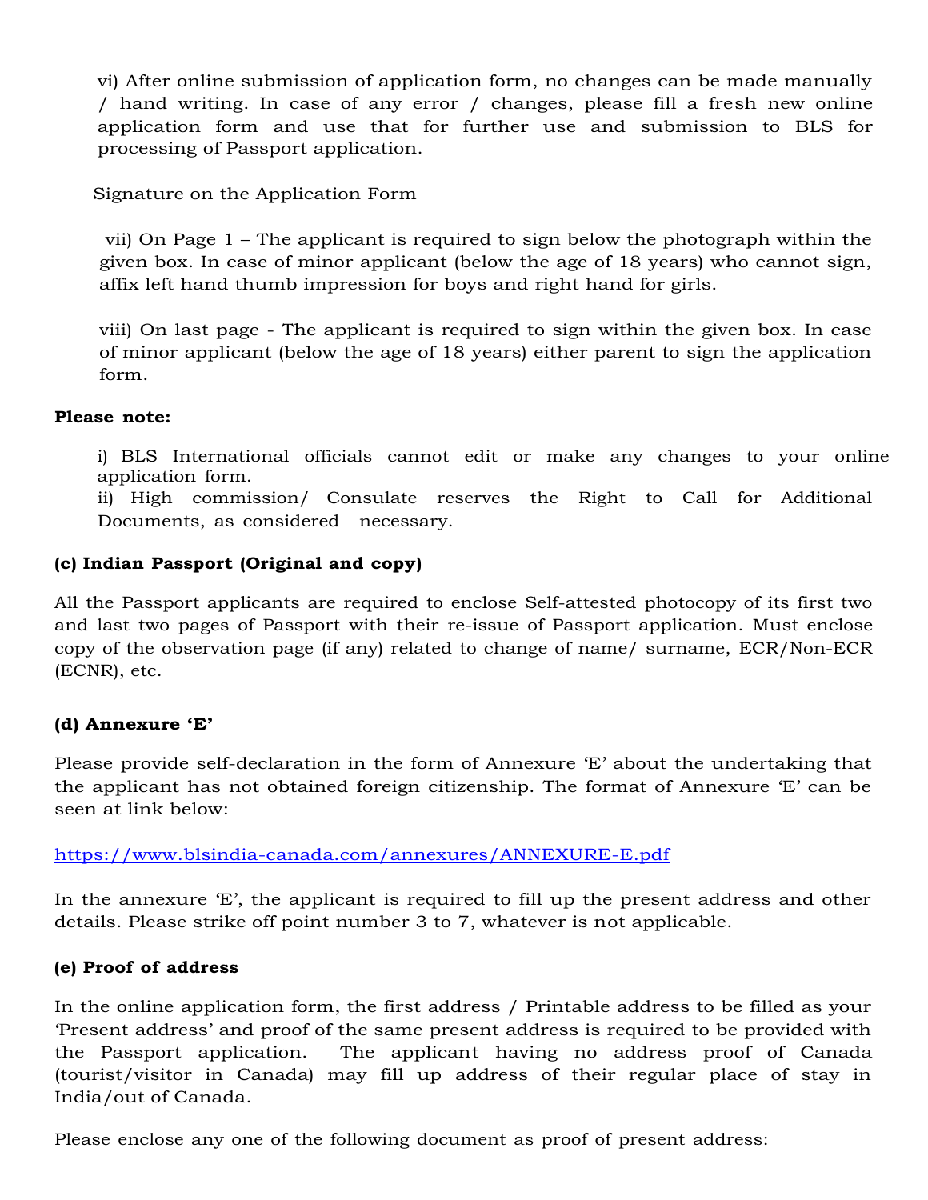vi) After online submission of application form, no changes can be made manually / hand writing. In case of any error / changes, please fill a fresh new online application form and use that for further use and submission to BLS for processing of Passport application.

Signature on the Application Form

vii) On Page 1 – The applicant is required to sign below the photograph within the given box. In case of minor applicant (below the age of 18 years) who cannot sign, affix left hand thumb impression for boys and right hand for girls.

viii) On last page - The applicant is required to sign within the given box. In case of minor applicant (below the age of 18 years) either parent to sign the application form.

**Please note:**

i) BLS International officials cannot edit or make any changes to your online application form.
ii) High commission/ Consulate reserves the Right to Call for Additional Documents, as considered necessary.

**(c) Indian Passport (Original and copy)**

All the Passport applicants are required to enclose Self-attested photocopy of its first two and last two pages of Passport with their re-issue of Passport application. Must enclose copy of the observation page (if any) related to change of name/ surname, ECR/Non-ECR (ECNR), etc.

**(d) Annexure 'E'**

Please provide self-declaration in the form of Annexure 'E' about the undertaking that the applicant has not obtained foreign citizenship. The format of Annexure 'E' can be seen at link below:

https://www.blsindia-canada.com/annexures/ANNEXURE-E.pdf

In the annexure 'E', the applicant is required to fill up the present address and other details. Please strike off point number 3 to 7, whatever is not applicable.

**(e) Proof of address**

In the online application form, the first address / Printable address to be filled as your 'Present address' and proof of the same present address is required to be provided with the Passport application. The applicant having no address proof of Canada (tourist/visitor in Canada) may fill up address of their regular place of stay in India/out of Canada.

Please enclose any one of the following document as proof of present address: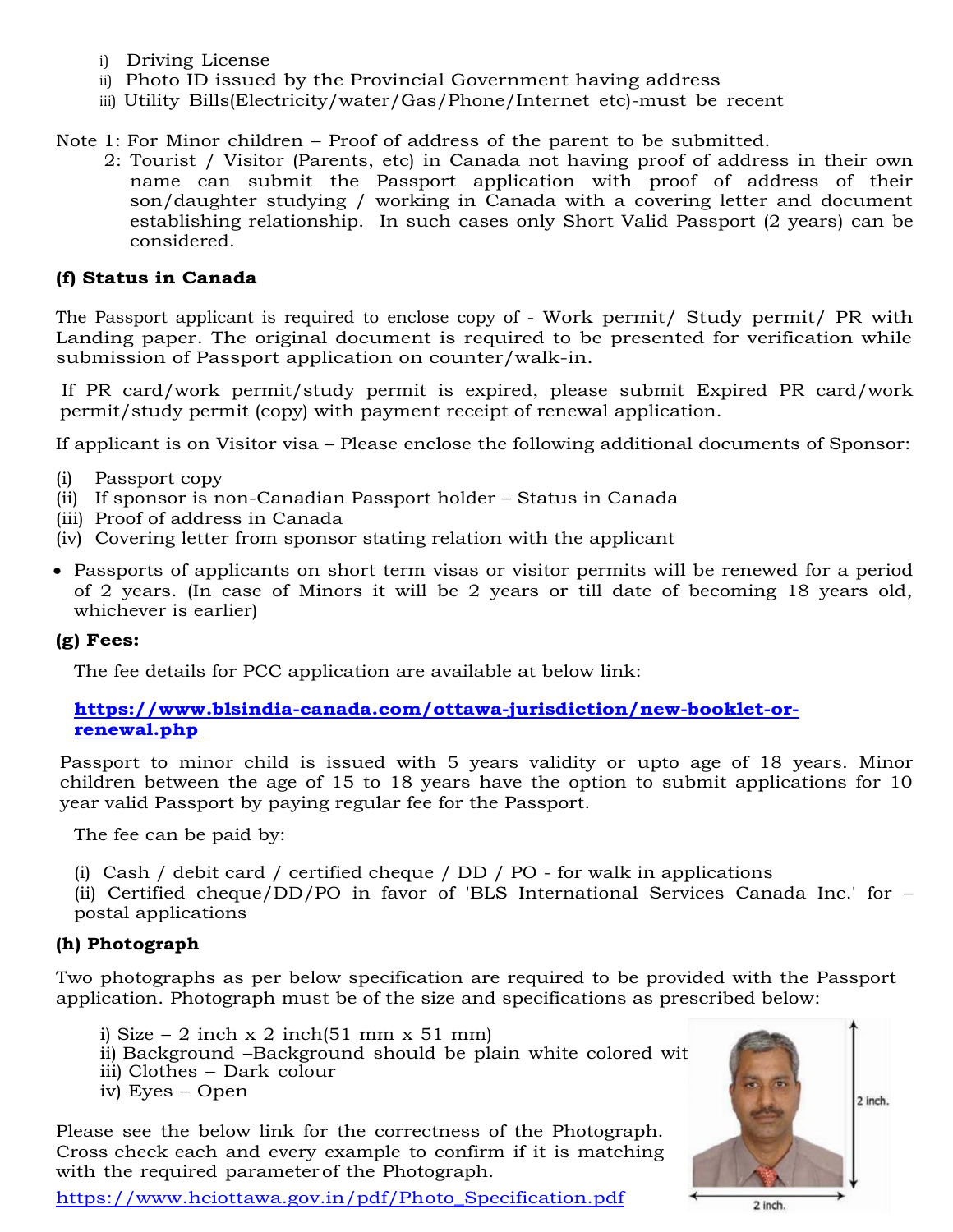i) Driving License
ii) Photo ID issued by the Provincial Government having address
iii) Utility Bills(Electricity/water/Gas/Phone/Internet etc)-must be recent

Note 1: For Minor children – Proof of address of the parent to be submitted.

2: Tourist / Visitor (Parents, etc) in Canada not having proof of address in their own name can submit the Passport application with proof of address of their son/daughter studying / working in Canada with a covering letter and document establishing relationship. In such cases only Short Valid Passport (2 years) can be considered.

**(f) Status in Canada**

The Passport applicant is required to enclose copy of - Work permit/ Study permit/ PR with Landing paper. The original document is required to be presented for verification while submission of Passport application on counter/walk-in.

If PR card/work permit/study permit is expired, please submit Expired PR card/work permit/study permit (copy) with payment receipt of renewal application.

If applicant is on Visitor visa – Please enclose the following additional documents of Sponsor:

(i) Passport copy
(ii) If sponsor is non-Canadian Passport holder – Status in Canada
(iii) Proof of address in Canada
(iv) Covering letter from sponsor stating relation with the applicant

- Passports of applicants on short term visas or visitor permits will be renewed for a period of 2 years. (In case of Minors it will be 2 years or till date of becoming 18 years old, whichever is earlier)

**(g) Fees:**

The fee details for PCC application are available at below link:

**https://www.blsindia-canada.com/ottawa-jurisdiction/new-booklet-or-renewal.php**

Passport to minor child is issued with 5 years validity or upto age of 18 years. Minor children between the age of 15 to 18 years have the option to submit applications for 10 year valid Passport by paying regular fee for the Passport.

The fee can be paid by:

(i) Cash / debit card / certified cheque / DD / PO - for walk in applications
(ii) Certified cheque/DD/PO in favor of 'BLS International Services Canada Inc.' for – postal applications

**(h) Photograph**

Two photographs as per below specification are required to be provided with the Passport application. Photograph must be of the size and specifications as prescribed below:

i) Size – 2 inch x 2 inch(51 mm x 51 mm)
ii) Background –Background should be plain white colored wit
iii) Clothes – Dark colour
iv) Eyes – Open

Please see the below link for the correctness of the Photograph. Cross check each and every example to confirm if it is matching with the required parameter of the Photograph.

https://www.hciottawa.gov.in/pdf/Photo_Specification.pdf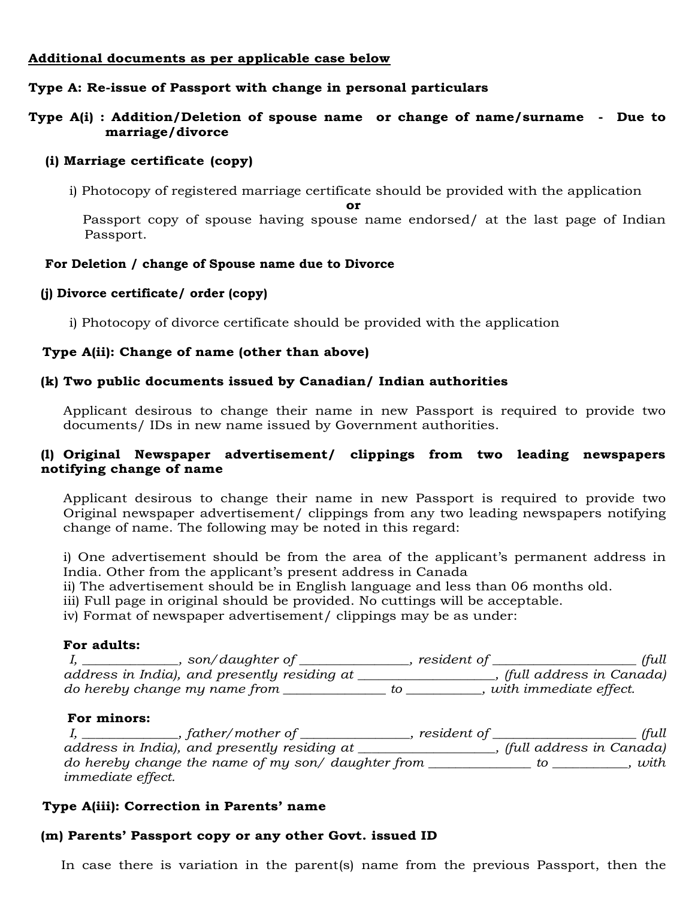**Additional documents as per applicable case below**

**Type A: Re-issue of Passport with change in personal particulars**

**Type A(i) : Addition/Deletion of spouse name or change of name/surname - Due to marriage/divorce**

**(i) Marriage certificate (copy)**

i) Photocopy of registered marriage certificate should be provided with the application

**or**

Passport copy of spouse having spouse name endorsed/ at the last page of Indian Passport.

**For Deletion / change of Spouse name due to Divorce**

**(j) Divorce certificate/ order (copy)**

i) Photocopy of divorce certificate should be provided with the application

**Type A(ii): Change of name (other than above)**

**(k) Two public documents issued by Canadian/ Indian authorities**

Applicant desirous to change their name in new Passport is required to provide two documents/ IDs in new name issued by Government authorities.

**(l) Original Newspaper advertisement/ clippings from two leading newspapers notifying change of name**

Applicant desirous to change their name in new Passport is required to provide two Original newspaper advertisement/ clippings from any two leading newspapers notifying change of name. The following may be noted in this regard:

i) One advertisement should be from the area of the applicant's permanent address in India. Other from the applicant's present address in Canada
ii) The advertisement should be in English language and less than 06 months old.
iii) Full page in original should be provided. No cuttings will be acceptable.
iv) Format of newspaper advertisement/ clippings may be as under:

**For adults:**
*I, ______________, son/daughter of ________________, resident of _____________________ (full address in India), and presently residing at ____________________, (full address in Canada) do hereby change my name from _______________ to ___________, with immediate effect.*

**For minors:**
*I, ______________, father/mother of ________________, resident of _____________________ (full address in India), and presently residing at ____________________, (full address in Canada) do hereby change the name of my son/ daughter from _______________ to ___________, with immediate effect.*

**Type A(iii): Correction in Parents' name**

**(m) Parents' Passport copy or any other Govt. issued ID**

In case there is variation in the parent(s) name from the previous Passport, then the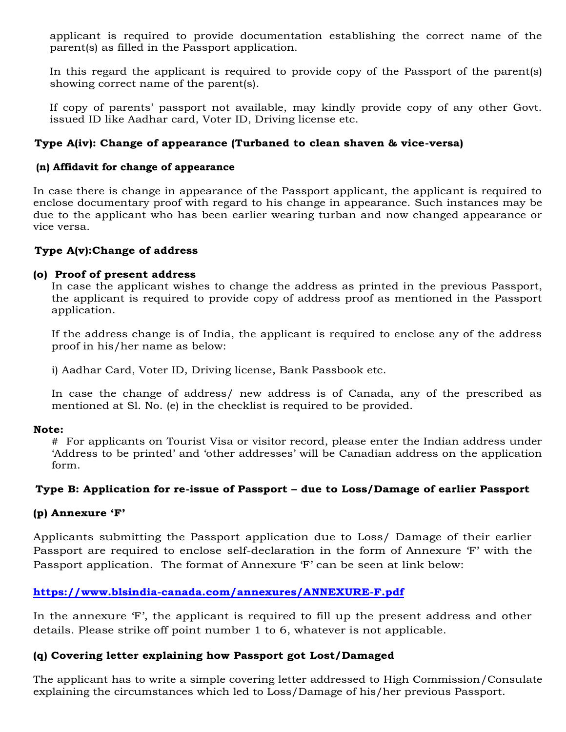applicant is required to provide documentation establishing the correct name of the parent(s) as filled in the Passport application.

In this regard the applicant is required to provide copy of the Passport of the parent(s) showing correct name of the parent(s).

If copy of parents' passport not available, may kindly provide copy of any other Govt. issued ID like Aadhar card, Voter ID, Driving license etc.

### Type A(iv): Change of appearance (Turbaned to clean shaven & vice-versa)

**(n) Affidavit for change of appearance**

In case there is change in appearance of the Passport applicant, the applicant is required to enclose documentary proof with regard to his change in appearance. Such instances may be due to the applicant who has been earlier wearing turban and now changed appearance or vice versa.

### Type A(v):Change of address

**(o) Proof of present address**

In case the applicant wishes to change the address as printed in the previous Passport, the applicant is required to provide copy of address proof as mentioned in the Passport application.

If the address change is of India, the applicant is required to enclose any of the address proof in his/her name as below:

i) Aadhar Card, Voter ID, Driving license, Bank Passbook etc.

In case the change of address/ new address is of Canada, any of the prescribed as mentioned at Sl. No. (e) in the checklist is required to be provided.

**Note:**

# For applicants on Tourist Visa or visitor record, please enter the Indian address under 'Address to be printed' and 'other addresses' will be Canadian address on the application form.

### Type B: Application for re-issue of Passport – due to Loss/Damage of earlier Passport

**(p) Annexure 'F'**

Applicants submitting the Passport application due to Loss/ Damage of their earlier Passport are required to enclose self-declaration in the form of Annexure 'F' with the Passport application. The format of Annexure 'F' can be seen at link below:

https://www.blsindia-canada.com/annexures/ANNEXURE-F.pdf

In the annexure 'F', the applicant is required to fill up the present address and other details. Please strike off point number 1 to 6, whatever is not applicable.

**(q) Covering letter explaining how Passport got Lost/Damaged**

The applicant has to write a simple covering letter addressed to High Commission/Consulate explaining the circumstances which led to Loss/Damage of his/her previous Passport.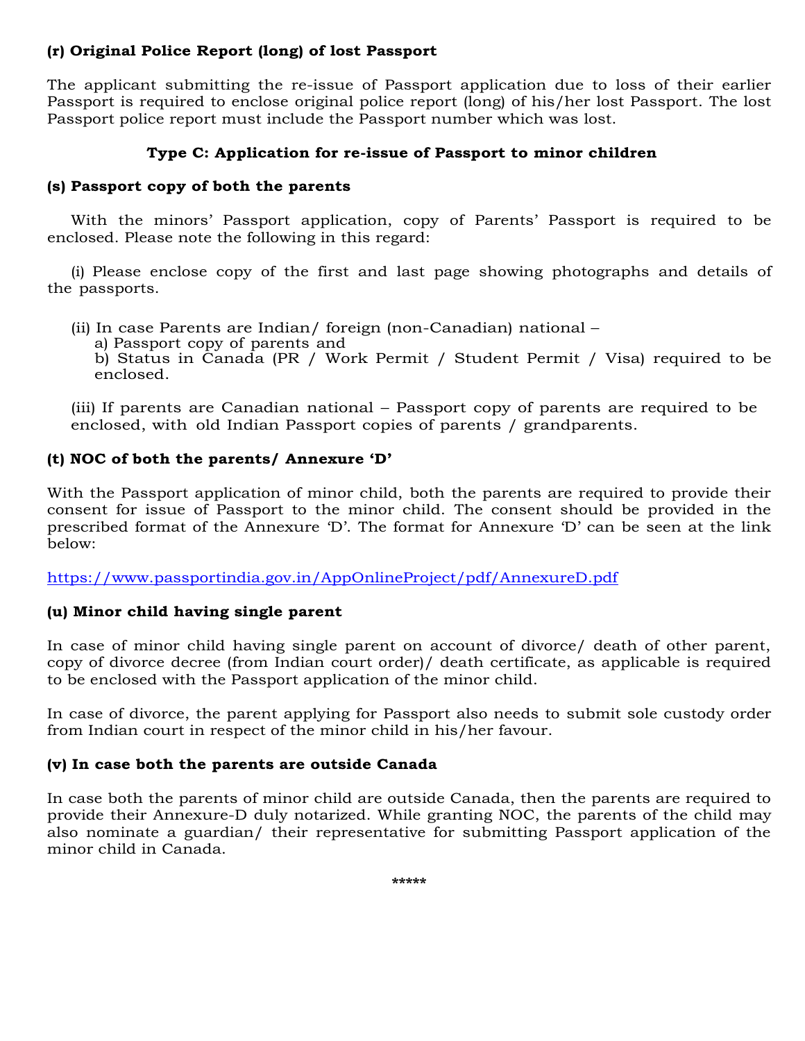**(r) Original Police Report (long) of lost Passport**

The applicant submitting the re-issue of Passport application due to loss of their earlier Passport is required to enclose original police report (long) of his/her lost Passport. The lost Passport police report must include the Passport number which was lost.

### Type C: Application for re-issue of Passport to minor children

**(s) Passport copy of both the parents**

With the minors' Passport application, copy of Parents' Passport is required to be enclosed. Please note the following in this regard:

(i) Please enclose copy of the first and last page showing photographs and details of the passports.

(ii) In case Parents are Indian/ foreign (non-Canadian) national –
  a) Passport copy of parents and
  b) Status in Canada (PR / Work Permit / Student Permit / Visa) required to be enclosed.

(iii) If parents are Canadian national – Passport copy of parents are required to be enclosed, with old Indian Passport copies of parents / grandparents.

**(t) NOC of both the parents/ Annexure 'D'**

With the Passport application of minor child, both the parents are required to provide their consent for issue of Passport to the minor child. The consent should be provided in the prescribed format of the Annexure 'D'. The format for Annexure 'D' can be seen at the link below:

https://www.passportindia.gov.in/AppOnlineProject/pdf/AnnexureD.pdf

**(u) Minor child having single parent**

In case of minor child having single parent on account of divorce/ death of other parent, copy of divorce decree (from Indian court order)/ death certificate, as applicable is required to be enclosed with the Passport application of the minor child.

In case of divorce, the parent applying for Passport also needs to submit sole custody order from Indian court in respect of the minor child in his/her favour.

**(v) In case both the parents are outside Canada**

In case both the parents of minor child are outside Canada, then the parents are required to provide their Annexure-D duly notarized. While granting NOC, the parents of the child may also nominate a guardian/ their representative for submitting Passport application of the minor child in Canada.

*****